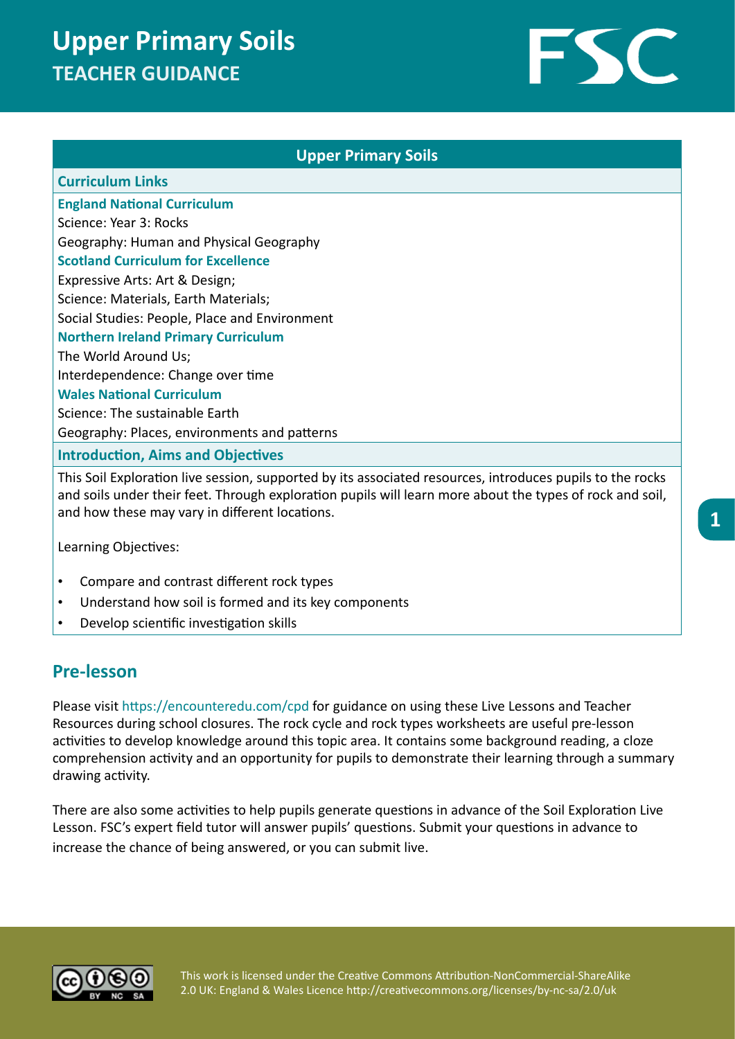# Upper Primary Soils
## TEACHER GUIDANCE

FSC

### Upper Primary Soils

**Curriculum Links**

**England National Curriculum**

Science: Year 3: Rocks

Geography: Human and Physical Geography

**Scotland Curriculum for Excellence**

Expressive Arts: Art & Design;

Science: Materials, Earth Materials;

Social Studies: People, Place and Environment

**Northern Ireland Primary Curriculum**

The World Around Us;

Interdependence: Change over time

**Wales National Curriculum**

Science: The sustainable Earth

Geography: Places, environments and patterns

**Introduction, Aims and Objectives**

This Soil Exploration live session, supported by its associated resources, introduces pupils to the rocks and soils under their feet. Through exploration pupils will learn more about the types of rock and soil, and how these may vary in different locations.

Learning Objectives:

- Compare and contrast different rock types
- Understand how soil is formed and its key components
- Develop scientific investigation skills

## Pre-lesson

Please visit https://encounteredu.com/cpd for guidance on using these Live Lessons and Teacher Resources during school closures. The rock cycle and rock types worksheets are useful pre-lesson activities to develop knowledge around this topic area. It contains some background reading, a cloze comprehension activity and an opportunity for pupils to demonstrate their learning through a summary drawing activity.

There are also some activities to help pupils generate questions in advance of the Soil Exploration Live Lesson. FSC's expert field tutor will answer pupils' questions. Submit your questions in advance to increase the chance of being answered, or you can submit live.

This work is licensed under the Creative Commons Attribution-NonCommercial-ShareAlike 2.0 UK: England & Wales Licence http://creativecommons.org/licenses/by-nc-sa/2.0/uk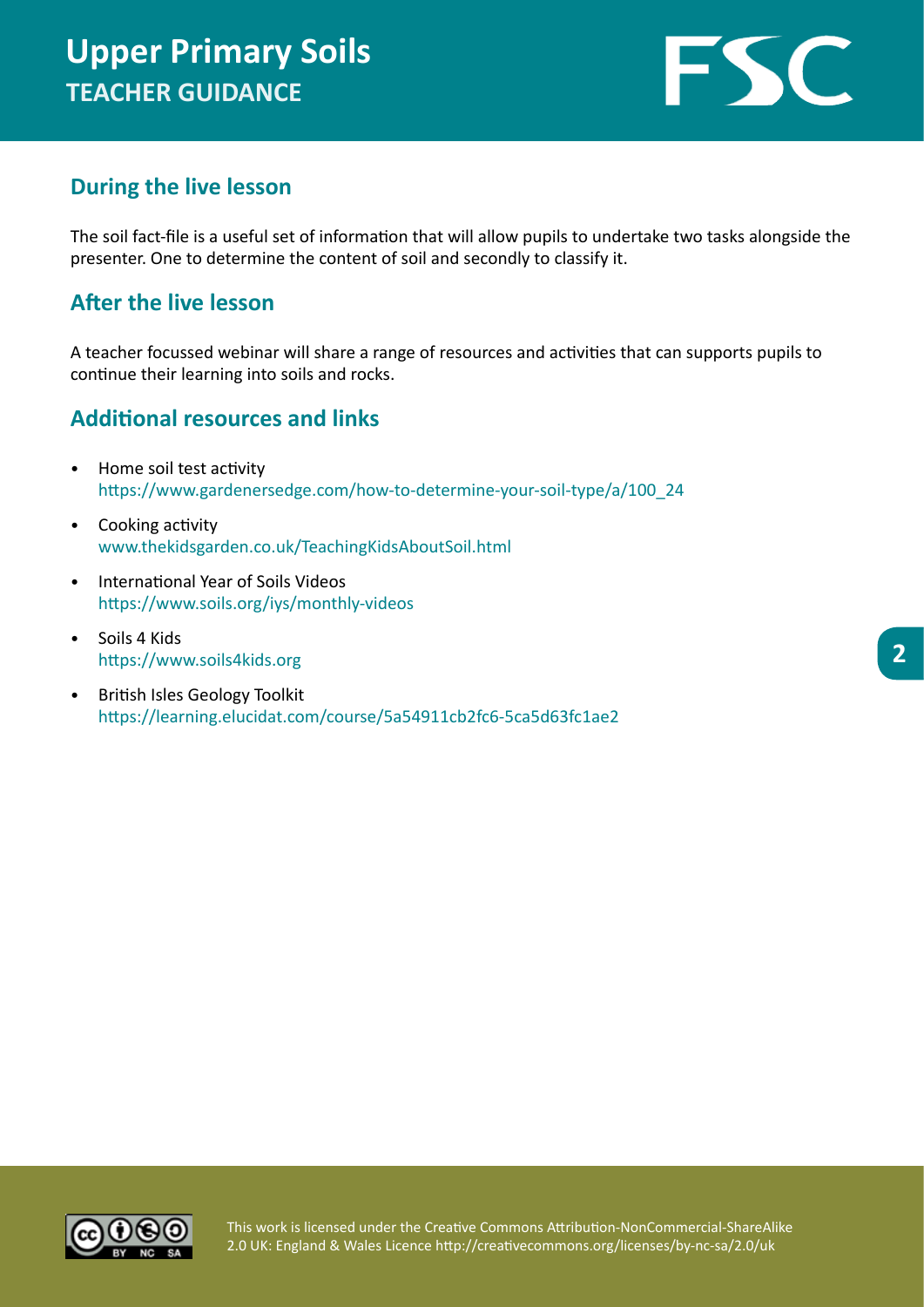# Upper Primary Soils
## TEACHER GUIDANCE

## During the live lesson

The soil fact-file is a useful set of information that will allow pupils to undertake two tasks alongside the presenter. One to determine the content of soil and secondly to classify it.

## After the live lesson

A teacher focussed webinar will share a range of resources and activities that can supports pupils to continue their learning into soils and rocks.

## Additional resources and links

- Home soil test activity
  https://www.gardenersedge.com/how-to-determine-your-soil-type/a/100_24
- Cooking activity
  www.thekidsgarden.co.uk/TeachingKidsAboutSoil.html
- International Year of Soils Videos
  https://www.soils.org/iys/monthly-videos
- Soils 4 Kids
  https://www.soils4kids.org
- British Isles Geology Toolkit
  https://learning.elucidat.com/course/5a54911cb2fc6-5ca5d63fc1ae2

This work is licensed under the Creative Commons Attribution-NonCommercial-ShareAlike 2.0 UK: England & Wales Licence http://creativecommons.org/licenses/by-nc-sa/2.0/uk